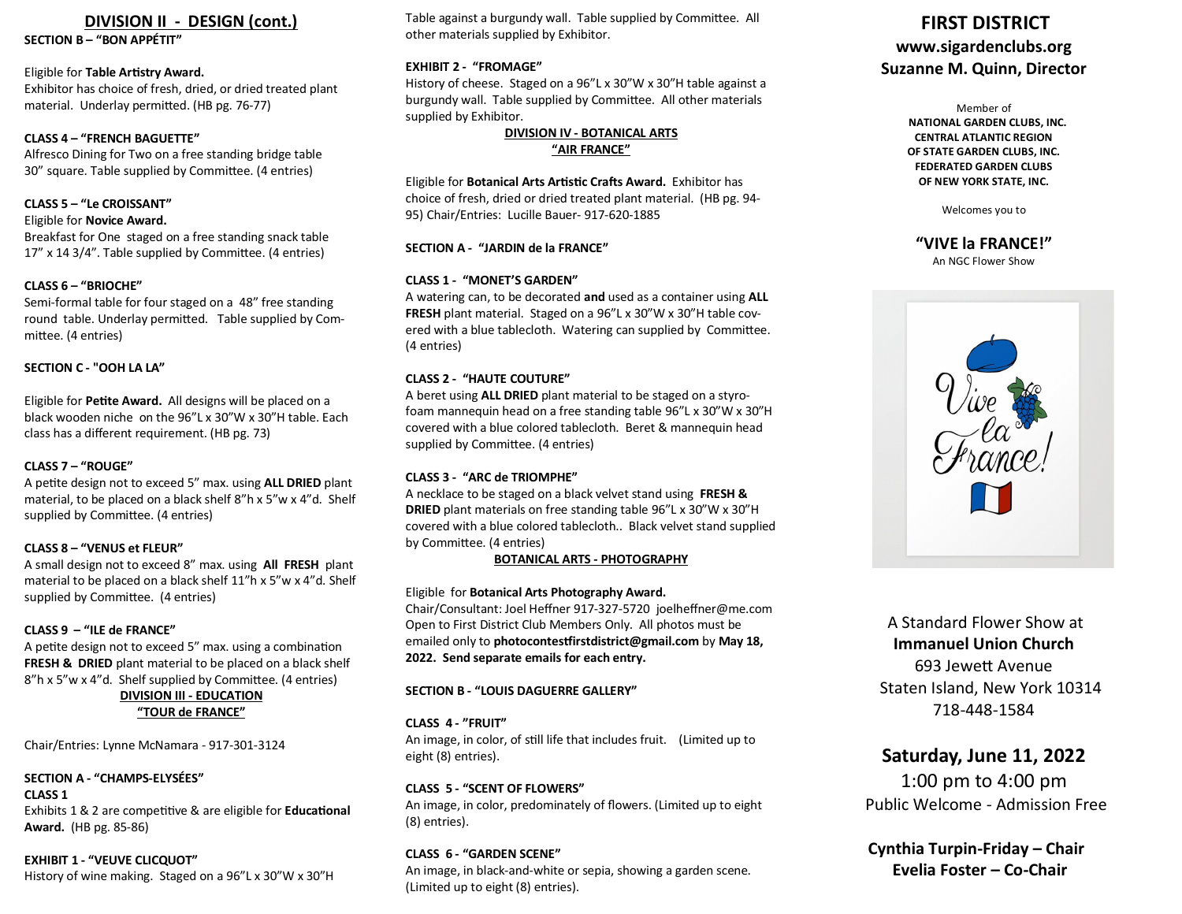## DIVISION II - DESIGN (cont.)

**SECTION B – "BON APPÉTIT"**

Eligible for **Table Artistry Award.**
Exhibitor has choice of fresh, dried, or dried treated plant material. Underlay permitted. (HB pg. 76-77)

**CLASS 4 – "FRENCH BAGUETTE"**
Alfresco Dining for Two on a free standing bridge table 30" square. Table supplied by Committee. (4 entries)

**CLASS 5 – "Le CROISSANT"**
Eligible for **Novice Award.**
Breakfast for One staged on a free standing snack table 17" x 14 3/4". Table supplied by Committee. (4 entries)

**CLASS 6 – "BRIOCHE"**
Semi-formal table for four staged on a 48" free standing round table. Underlay permitted. Table supplied by Committee. (4 entries)

**SECTION C - "OOH LA LA"**

Eligible for **Petite Award.** All designs will be placed on a black wooden niche on the 96"L x 30"W x 30"H table. Each class has a different requirement. (HB pg. 73)

**CLASS 7 – "ROUGE"**
A petite design not to exceed 5" max. using **ALL DRIED** plant material, to be placed on a black shelf 8"h x 5"w x 4"d. Shelf supplied by Committee. (4 entries)

**CLASS 8 – "VENUS et FLEUR"**
A small design not to exceed 8" max. using **All FRESH** plant material to be placed on a black shelf 11"h x 5"w x 4"d. Shelf supplied by Committee. (4 entries)

**CLASS 9 – "ILE de FRANCE"**
A petite design not to exceed 5" max. using a combination **FRESH & DRIED** plant material to be placed on a black shelf 8"h x 5"w x 4"d. Shelf supplied by Committee. (4 entries)

## DIVISION III - EDUCATION
## "TOUR de FRANCE"

Chair/Entries: Lynne McNamara - 917-301-3124

**SECTION A - "CHAMPS-ELYSÉES"**
**CLASS 1**
Exhibits 1 & 2 are competitive & are eligible for **Educational Award.** (HB pg. 85-86)

**EXHIBIT 1 - "VEUVE CLICQUOT"**
History of wine making. Staged on a 96"L x 30"W x 30"H Table against a burgundy wall. Table supplied by Committee. All other materials supplied by Exhibitor.

**EXHIBIT 2 - "FROMAGE"**
History of cheese. Staged on a 96"L x 30"W x 30"H table against a burgundy wall. Table supplied by Committee. All other materials supplied by Exhibitor.

## DIVISION IV - BOTANICAL ARTS
## "AIR FRANCE"

Eligible for **Botanical Arts Artistic Crafts Award.** Exhibitor has choice of fresh, dried or dried treated plant material. (HB pg. 94-95) Chair/Entries: Lucille Bauer- 917-620-1885

**SECTION A - "JARDIN de la FRANCE"**

**CLASS 1 - "MONET'S GARDEN"**
A watering can, to be decorated **and** used as a container using **ALL FRESH** plant material. Staged on a 96"L x 30"W x 30"H table covered with a blue tablecloth. Watering can supplied by Committee. (4 entries)

**CLASS 2 - "HAUTE COUTURE"**
A beret using **ALL DRIED** plant material to be staged on a styrofoam mannequin head on a free standing table 96"L x 30"W x 30"H covered with a blue colored tablecloth. Beret & mannequin head supplied by Committee. (4 entries)

**CLASS 3 - "ARC de TRIOMPHE"**
A necklace to be staged on a black velvet stand using **FRESH & DRIED** plant materials on free standing table 96"L x 30"W x 30"H covered with a blue colored tablecloth.. Black velvet stand supplied by Committee. (4 entries)

## BOTANICAL ARTS - PHOTOGRAPHY

Eligible for **Botanical Arts Photography Award.**
Chair/Consultant: Joel Heffner 917-327-5720 joelheffner@me.com
Open to First District Club Members Only. All photos must be emailed only to **photocontestfirstdistrict@gmail.com** by **May 18, 2022. Send separate emails for each entry.**

**SECTION B - "LOUIS DAGUERRE GALLERY"**

**CLASS 4 - "FRUIT"**
An image, in color, of still life that includes fruit. (Limited up to eight (8) entries).

**CLASS 5 - "SCENT OF FLOWERS"**
An image, in color, predominately of flowers. (Limited up to eight (8) entries).

**CLASS 6 - "GARDEN SCENE"**
An image, in black-and-white or sepia, showing a garden scene. (Limited up to eight (8) entries).

# FIRST DISTRICT
**www.sigardenclubs.org**
**Suzanne M. Quinn, Director**

Member of
**NATIONAL GARDEN CLUBS, INC.**
**CENTRAL ATLANTIC REGION**
**OF STATE GARDEN CLUBS, INC.**
**FEDERATED GARDEN CLUBS**
**OF NEW YORK STATE, INC.**

Welcomes you to

**"VIVE la FRANCE!"**
An NGC Flower Show

Vive la France!

A Standard Flower Show at
**Immanuel Union Church**
693 Jewett Avenue
Staten Island, New York 10314
718-448-1584

**Saturday, June 11, 2022**
1:00 pm to 4:00 pm
Public Welcome - Admission Free

**Cynthia Turpin-Friday – Chair**
**Evelia Foster – Co-Chair**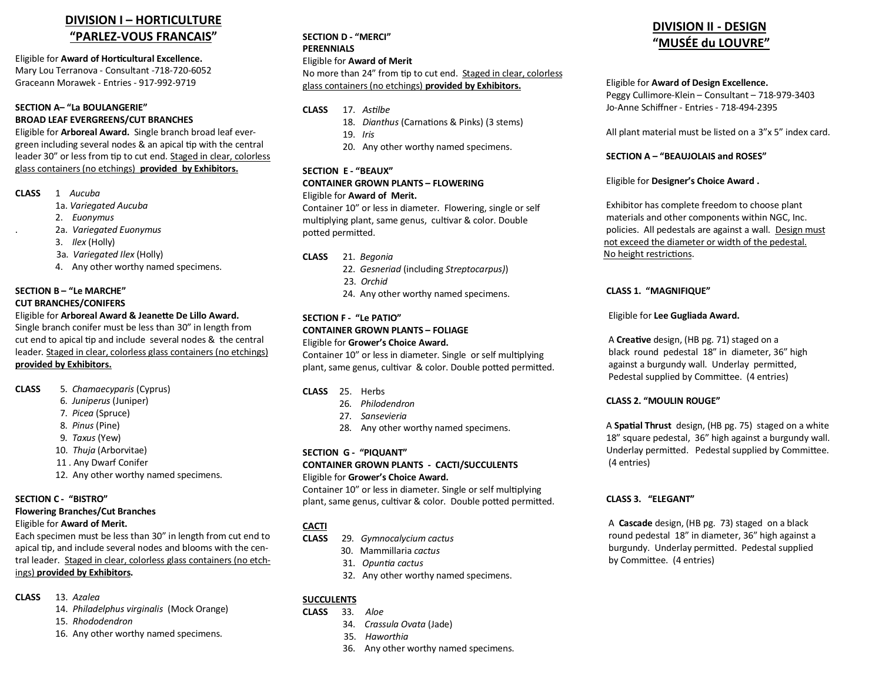# DIVISION I – HORTICULTURE
# "PARLEZ-VOUS FRANCAIS"

Eligible for **Award of Horticultural Excellence.**
Mary Lou Terranova - Consultant -718-720-6052
Graceann Morawek - Entries - 917-992-9719

### SECTION A– "La BOULANGERIE"
### BROAD LEAF EVERGREENS/CUT BRANCHES

Eligible for **Arboreal Award.** Single branch broad leaf evergreen including several nodes & an apical tip with the central leader 30" or less from tip to cut end. Staged in clear, colorless glass containers (no etchings) **provided by Exhibitors.**

**CLASS**
- 1 *Aucuba*
- 1a. *Variegated Aucuba*
- 2. *Euonymus*
- 2a. *Variegated Euonymus*
- 3. *Ilex* (Holly)
- 3a. *Variegated Ilex* (Holly)
- 4. Any other worthy named specimens.

### SECTION B – "Le MARCHE"
### CUT BRANCHES/CONIFERS

Eligible for **Arboreal Award & Jeanette De Lillo Award.** Single branch conifer must be less than 30" in length from cut end to apical tip and include several nodes & the central leader. Staged in clear, colorless glass containers (no etchings) **provided by Exhibitors.**

**CLASS**
- 5. *Chamaecyparis* (Cyprus)
- 6. *Juniperus* (Juniper)
- 7. *Picea* (Spruce)
- 8. *Pinus* (Pine)
- 9. *Taxus* (Yew)
- 10. *Thuja* (Arborvitae)
- 11 . Any Dwarf Conifer
- 12. Any other worthy named specimens.

### SECTION C - "BISTRO"
### Flowering Branches/Cut Branches

Eligible for **Award of Merit.**
Each specimen must be less than 30" in length from cut end to apical tip, and include several nodes and blooms with the central leader. Staged in clear, colorless glass containers (no etchings) **provided by Exhibitors.**

**CLASS**
- 13. *Azalea*
- 14. *Philadelphus virginalis* (Mock Orange)
- 15. *Rhododendron*
- 16. Any other worthy named specimens.

### SECTION D - "MERCI"
### PERENNIALS

Eligible for **Award of Merit**
No more than 24" from tip to cut end. Staged in clear, colorless glass containers (no etchings) **provided by Exhibitors.**

**CLASS**
- 17. *Astilbe*
- 18. *Dianthus* (Carnations & Pinks) (3 stems)
- 19. *Iris*
- 20. Any other worthy named specimens.

### SECTION E - "BEAUX"
### CONTAINER GROWN PLANTS – FLOWERING

Eligible for **Award of Merit.**
Container 10" or less in diameter. Flowering, single or self multiplying plant, same genus, cultivar & color. Double potted permitted.

**CLASS**
- 21. *Begonia*
- 22. *Gesneriad* (including *Streptocarpus)*)
- 23. *Orchid*
- 24. Any other worthy named specimens.

### SECTION F - "Le PATIO"
### CONTAINER GROWN PLANTS – FOLIAGE

Eligible for **Grower's Choice Award.**
Container 10" or less in diameter. Single or self multiplying plant, same genus, cultivar & color. Double potted permitted.

**CLASS**
- 25. Herbs
- 26. *Philodendron*
- 27. *Sansevieria*
- 28. Any other worthy named specimens.

### SECTION G - "PIQUANT"
### CONTAINER GROWN PLANTS - CACTI/SUCCULENTS

Eligible for **Grower's Choice Award.**
Container 10" or less in diameter. Single or self multiplying plant, same genus, cultivar & color. Double potted permitted.

**CACTI**

**CLASS**
- 29. *Gymnocalycium cactus*
- 30. Mammillaria *cactus*
- 31. *Opuntia cactus*
- 32. Any other worthy named specimens.

**SUCCULENTS**

**CLASS**
- 33. *Aloe*
- 34. *Crassula Ovata* (Jade)
- 35. *Haworthia*
- 36. Any other worthy named specimens.

# DIVISION II - DESIGN
# "MUSÉE du LOUVRE"

Eligible for **Award of Design Excellence.**
Peggy Cullimore-Klein – Consultant – 718-979-3403
Jo-Anne Schiffner - Entries - 718-494-2395

All plant material must be listed on a 3"x 5" index card.

### SECTION A – "BEAUJOLAIS and ROSES"

Eligible for **Designer's Choice Award .**

Exhibitor has complete freedom to choose plant materials and other components within NGC, Inc. policies. All pedestals are against a wall. Design must not exceed the diameter or width of the pedestal. No height restrictions.

**CLASS 1. "MAGNIFIQUE"**

Eligible for **Lee Gugliada Award.**

A **Creative** design, (HB pg. 71) staged on a black round pedestal 18" in diameter, 36" high against a burgundy wall. Underlay permitted, Pedestal supplied by Committee. (4 entries)

**CLASS 2. "MOULIN ROUGE"**

A **Spatial Thrust** design, (HB pg. 75) staged on a white 18" square pedestal, 36" high against a burgundy wall. Underlay permitted. Pedestal supplied by Committee. (4 entries)

**CLASS 3. "ELEGANT"**

A **Cascade** design, (HB pg. 73) staged on a black round pedestal 18" in diameter, 36" high against a burgundy. Underlay permitted. Pedestal supplied by Committee. (4 entries)